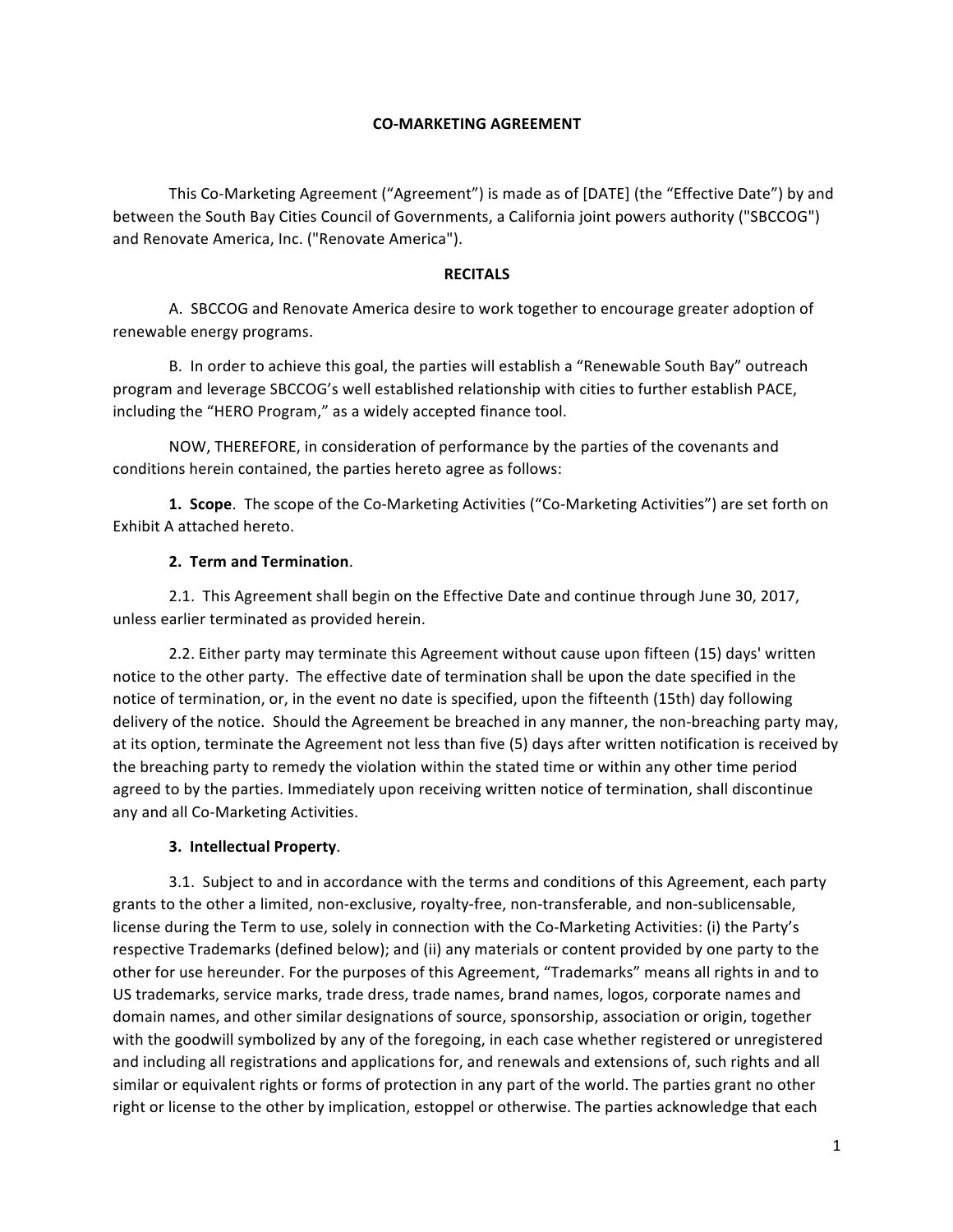# CO-MARKETING AGREEMENT

This Co-Marketing Agreement ("Agreement") is made as of [DATE] (the "Effective Date") by and between the South Bay Cities Council of Governments, a California joint powers authority ("SBCCOG") and Renovate America, Inc. ("Renovate America").

## RECITALS

A. SBCCOG and Renovate America desire to work together to encourage greater adoption of renewable energy programs.

B. In order to achieve this goal, the parties will establish a "Renewable South Bay" outreach program and leverage SBCCOG's well established relationship with cities to further establish PACE, including the "HERO Program," as a widely accepted finance tool.

NOW, THEREFORE, in consideration of performance by the parties of the covenants and conditions herein contained, the parties hereto agree as follows:

**1. Scope**. The scope of the Co-Marketing Activities ("Co-Marketing Activities") are set forth on Exhibit A attached hereto.

**2. Term and Termination**.

2.1. This Agreement shall begin on the Effective Date and continue through June 30, 2017, unless earlier terminated as provided herein.

2.2. Either party may terminate this Agreement without cause upon fifteen (15) days' written notice to the other party. The effective date of termination shall be upon the date specified in the notice of termination, or, in the event no date is specified, upon the fifteenth (15th) day following delivery of the notice. Should the Agreement be breached in any manner, the non-breaching party may, at its option, terminate the Agreement not less than five (5) days after written notification is received by the breaching party to remedy the violation within the stated time or within any other time period agreed to by the parties. Immediately upon receiving written notice of termination, shall discontinue any and all Co-Marketing Activities.

**3. Intellectual Property**.

3.1. Subject to and in accordance with the terms and conditions of this Agreement, each party grants to the other a limited, non-exclusive, royalty-free, non-transferable, and non-sublicensable, license during the Term to use, solely in connection with the Co-Marketing Activities: (i) the Party's respective Trademarks (defined below); and (ii) any materials or content provided by one party to the other for use hereunder. For the purposes of this Agreement, "Trademarks" means all rights in and to US trademarks, service marks, trade dress, trade names, brand names, logos, corporate names and domain names, and other similar designations of source, sponsorship, association or origin, together with the goodwill symbolized by any of the foregoing, in each case whether registered or unregistered and including all registrations and applications for, and renewals and extensions of, such rights and all similar or equivalent rights or forms of protection in any part of the world. The parties grant no other right or license to the other by implication, estoppel or otherwise. The parties acknowledge that each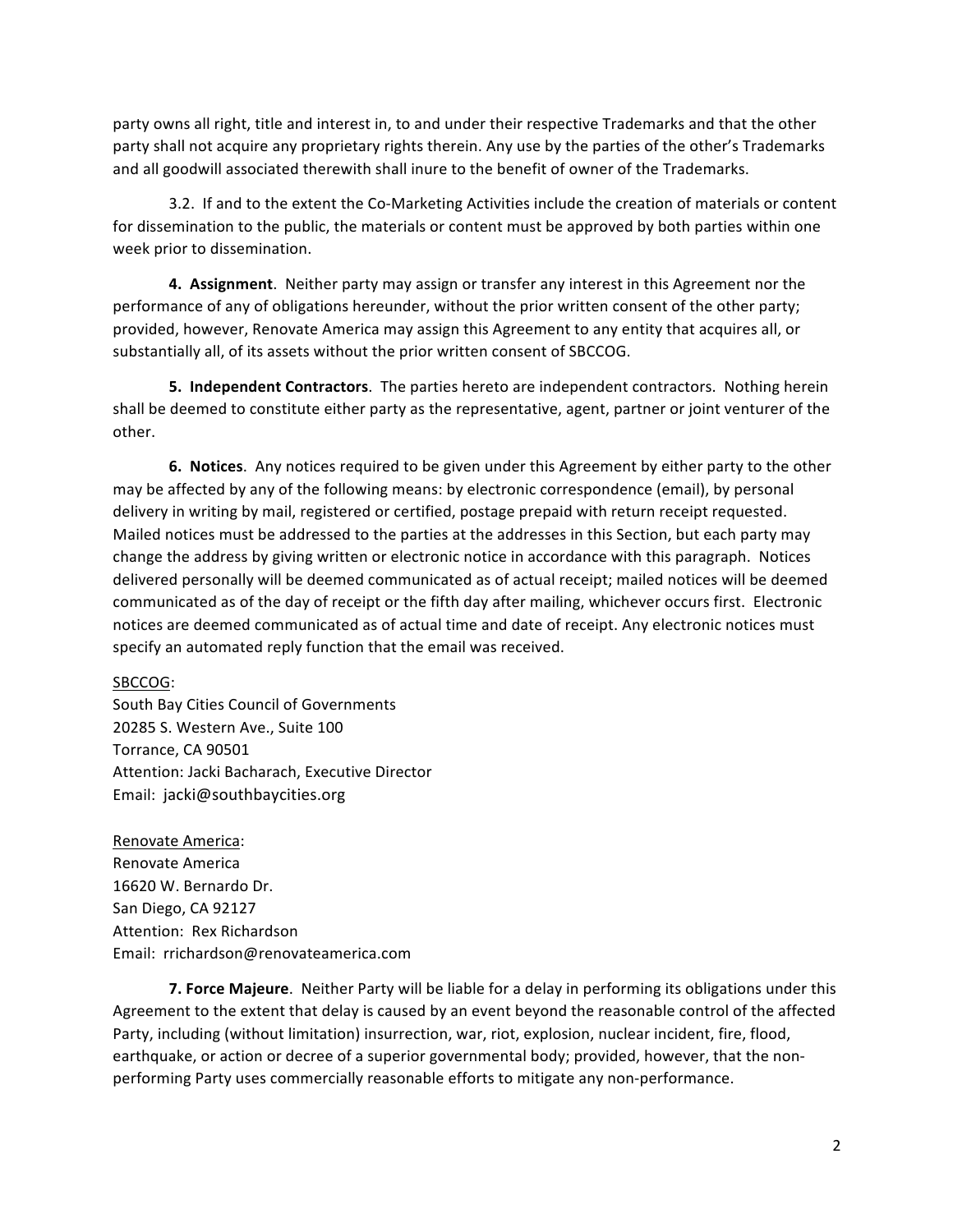party owns all right, title and interest in, to and under their respective Trademarks and that the other party shall not acquire any proprietary rights therein. Any use by the parties of the other's Trademarks and all goodwill associated therewith shall inure to the benefit of owner of the Trademarks.

3.2. If and to the extent the Co-Marketing Activities include the creation of materials or content for dissemination to the public, the materials or content must be approved by both parties within one week prior to dissemination.

**4. Assignment**. Neither party may assign or transfer any interest in this Agreement nor the performance of any of obligations hereunder, without the prior written consent of the other party; provided, however, Renovate America may assign this Agreement to any entity that acquires all, or substantially all, of its assets without the prior written consent of SBCCOG.

**5. Independent Contractors**. The parties hereto are independent contractors. Nothing herein shall be deemed to constitute either party as the representative, agent, partner or joint venturer of the other.

**6. Notices**. Any notices required to be given under this Agreement by either party to the other may be affected by any of the following means: by electronic correspondence (email), by personal delivery in writing by mail, registered or certified, postage prepaid with return receipt requested. Mailed notices must be addressed to the parties at the addresses in this Section, but each party may change the address by giving written or electronic notice in accordance with this paragraph. Notices delivered personally will be deemed communicated as of actual receipt; mailed notices will be deemed communicated as of the day of receipt or the fifth day after mailing, whichever occurs first. Electronic notices are deemed communicated as of actual time and date of receipt. Any electronic notices must specify an automated reply function that the email was received.

<u>SBCCOG</u>:
South Bay Cities Council of Governments
20285 S. Western Ave., Suite 100
Torrance, CA 90501
Attention: Jacki Bacharach, Executive Director
Email: jacki@southbaycities.org

<u>Renovate America</u>:
Renovate America
16620 W. Bernardo Dr.
San Diego, CA 92127
Attention: Rex Richardson
Email: rrichardson@renovateamerica.com

**7. Force Majeure**. Neither Party will be liable for a delay in performing its obligations under this Agreement to the extent that delay is caused by an event beyond the reasonable control of the affected Party, including (without limitation) insurrection, war, riot, explosion, nuclear incident, fire, flood, earthquake, or action or decree of a superior governmental body; provided, however, that the non-performing Party uses commercially reasonable efforts to mitigate any non-performance.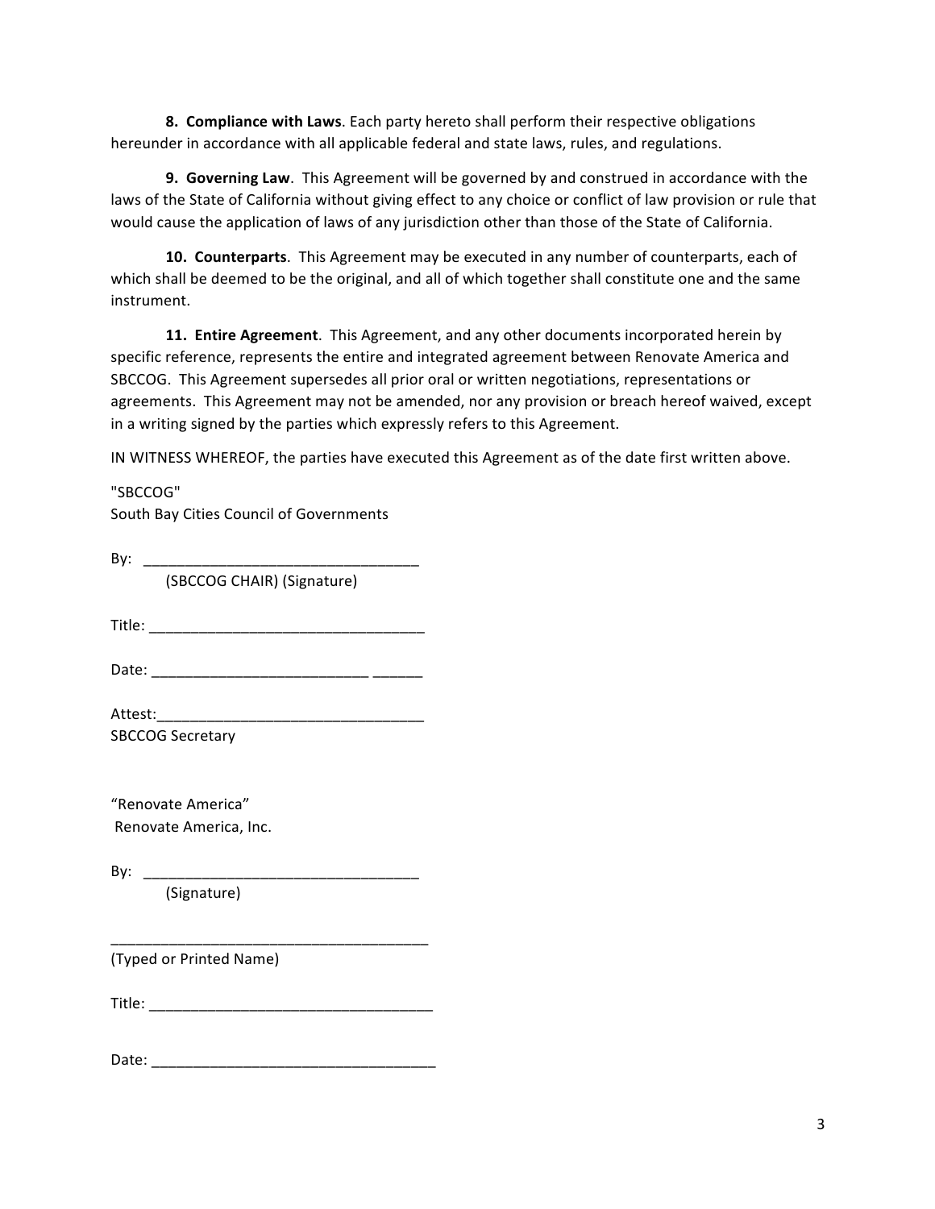**8. Compliance with Laws**. Each party hereto shall perform their respective obligations hereunder in accordance with all applicable federal and state laws, rules, and regulations.

**9. Governing Law**. This Agreement will be governed by and construed in accordance with the laws of the State of California without giving effect to any choice or conflict of law provision or rule that would cause the application of laws of any jurisdiction other than those of the State of California.

**10. Counterparts**. This Agreement may be executed in any number of counterparts, each of which shall be deemed to be the original, and all of which together shall constitute one and the same instrument.

**11. Entire Agreement**. This Agreement, and any other documents incorporated herein by specific reference, represents the entire and integrated agreement between Renovate America and SBCCOG. This Agreement supersedes all prior oral or written negotiations, representations or agreements. This Agreement may not be amended, nor any provision or breach hereof waived, except in a writing signed by the parties which expressly refers to this Agreement.

IN WITNESS WHEREOF, the parties have executed this Agreement as of the date first written above.

"SBCCOG"
South Bay Cities Council of Governments

By: _________________________________
(SBCCOG CHAIR) (Signature)

Title: _________________________________

Date: __________________________ ______

Attest:_________________________________
SBCCOG Secretary

"Renovate America"
Renovate America, Inc.

By: _________________________________
(Signature)

_______________________________________
(Typed or Printed Name)

Title: __________________________________

Date: __________________________________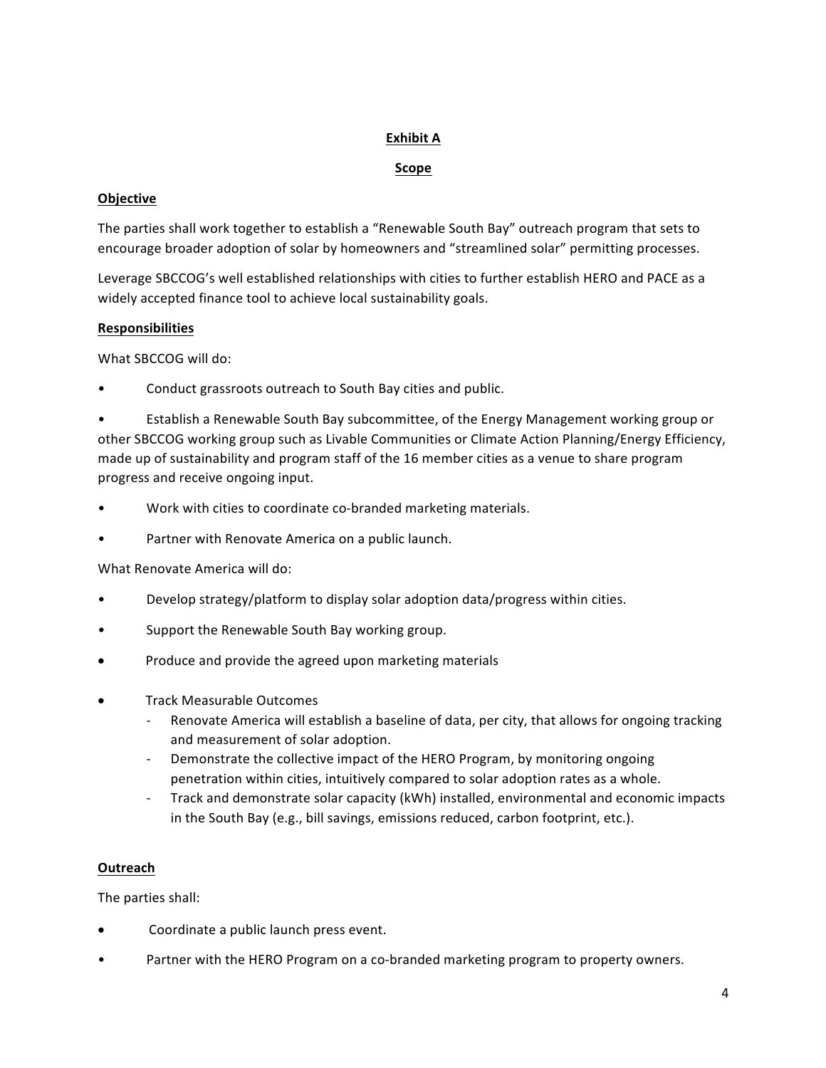**Exhibit A**

**Scope**

**Objective**

The parties shall work together to establish a "Renewable South Bay" outreach program that sets to encourage broader adoption of solar by homeowners and "streamlined solar" permitting processes.

Leverage SBCCOG's well established relationships with cities to further establish HERO and PACE as a widely accepted finance tool to achieve local sustainability goals.

**Responsibilities**

What SBCCOG will do:

- Conduct grassroots outreach to South Bay cities and public.
- Establish a Renewable South Bay subcommittee, of the Energy Management working group or other SBCCOG working group such as Livable Communities or Climate Action Planning/Energy Efficiency, made up of sustainability and program staff of the 16 member cities as a venue to share program progress and receive ongoing input.
- Work with cities to coordinate co-branded marketing materials.
- Partner with Renovate America on a public launch.

What Renovate America will do:

- Develop strategy/platform to display solar adoption data/progress within cities.
- Support the Renewable South Bay working group.
- Produce and provide the agreed upon marketing materials
- Track Measurable Outcomes
  - Renovate America will establish a baseline of data, per city, that allows for ongoing tracking and measurement of solar adoption.
  - Demonstrate the collective impact of the HERO Program, by monitoring ongoing penetration within cities, intuitively compared to solar adoption rates as a whole.
  - Track and demonstrate solar capacity (kWh) installed, environmental and economic impacts in the South Bay (e.g., bill savings, emissions reduced, carbon footprint, etc.).

**Outreach**

The parties shall:

- Coordinate a public launch press event.
- Partner with the HERO Program on a co-branded marketing program to property owners.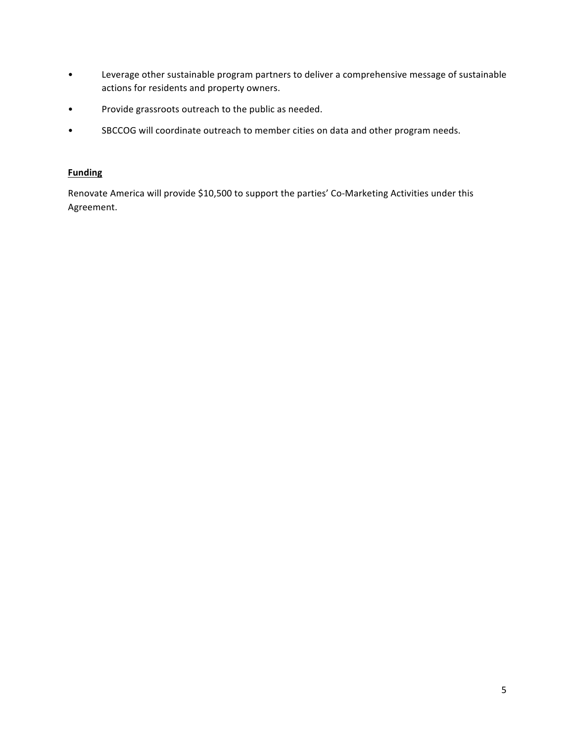- Leverage other sustainable program partners to deliver a comprehensive message of sustainable actions for residents and property owners.
- Provide grassroots outreach to the public as needed.
- SBCCOG will coordinate outreach to member cities on data and other program needs.

**Funding**

Renovate America will provide $10,500 to support the parties' Co-Marketing Activities under this Agreement.